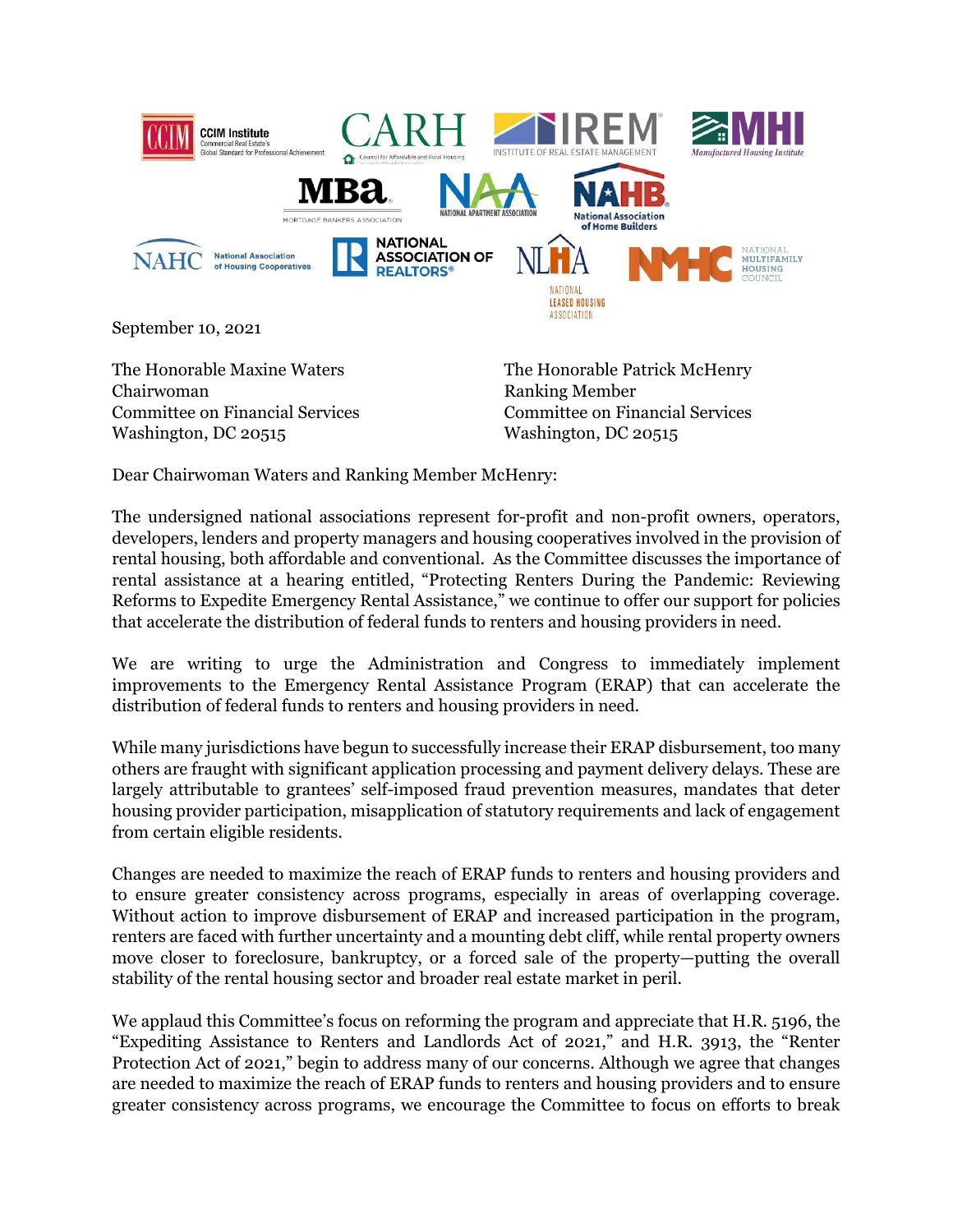September 10, 2021

The Honorable Maxine Waters
Chairwoman
Committee on Financial Services
Washington, DC 20515

The Honorable Patrick McHenry
Ranking Member
Committee on Financial Services
Washington, DC 20515

Dear Chairwoman Waters and Ranking Member McHenry:

The undersigned national associations represent for-profit and non-profit owners, operators, developers, lenders and property managers and housing cooperatives involved in the provision of rental housing, both affordable and conventional. As the Committee discusses the importance of rental assistance at a hearing entitled, "Protecting Renters During the Pandemic: Reviewing Reforms to Expedite Emergency Rental Assistance," we continue to offer our support for policies that accelerate the distribution of federal funds to renters and housing providers in need.

We are writing to urge the Administration and Congress to immediately implement improvements to the Emergency Rental Assistance Program (ERAP) that can accelerate the distribution of federal funds to renters and housing providers in need.

While many jurisdictions have begun to successfully increase their ERAP disbursement, too many others are fraught with significant application processing and payment delivery delays. These are largely attributable to grantees' self-imposed fraud prevention measures, mandates that deter housing provider participation, misapplication of statutory requirements and lack of engagement from certain eligible residents.

Changes are needed to maximize the reach of ERAP funds to renters and housing providers and to ensure greater consistency across programs, especially in areas of overlapping coverage. Without action to improve disbursement of ERAP and increased participation in the program, renters are faced with further uncertainty and a mounting debt cliff, while rental property owners move closer to foreclosure, bankruptcy, or a forced sale of the property—putting the overall stability of the rental housing sector and broader real estate market in peril.

We applaud this Committee's focus on reforming the program and appreciate that H.R. 5196, the "Expediting Assistance to Renters and Landlords Act of 2021," and H.R. 3913, the "Renter Protection Act of 2021," begin to address many of our concerns. Although we agree that changes are needed to maximize the reach of ERAP funds to renters and housing providers and to ensure greater consistency across programs, we encourage the Committee to focus on efforts to break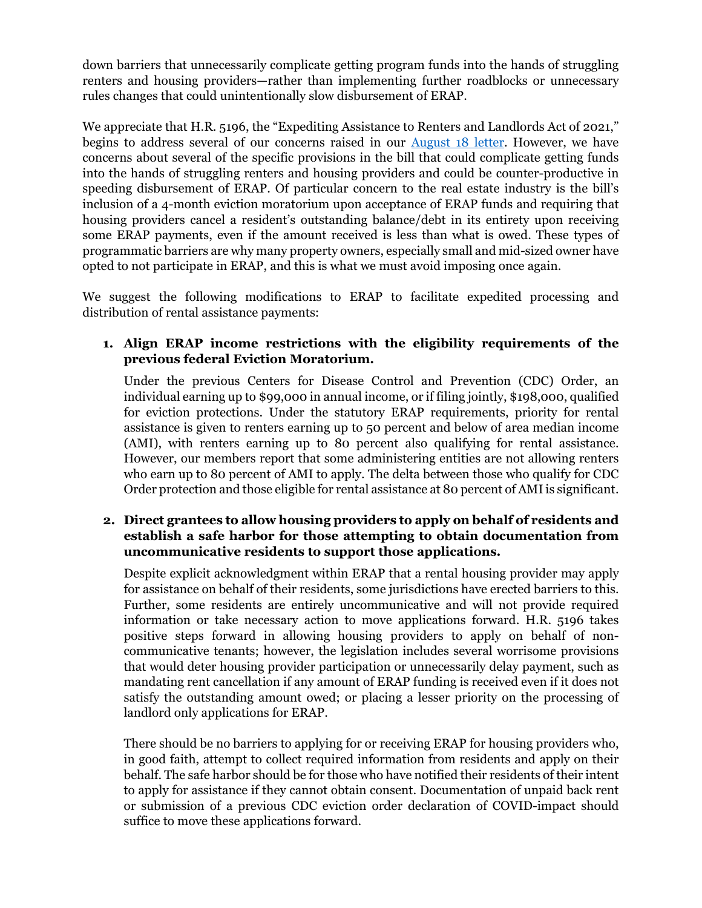down barriers that unnecessarily complicate getting program funds into the hands of struggling renters and housing providers—rather than implementing further roadblocks or unnecessary rules changes that could unintentionally slow disbursement of ERAP.

We appreciate that H.R. 5196, the "Expediting Assistance to Renters and Landlords Act of 2021," begins to address several of our concerns raised in our August 18 letter. However, we have concerns about several of the specific provisions in the bill that could complicate getting funds into the hands of struggling renters and housing providers and could be counter-productive in speeding disbursement of ERAP. Of particular concern to the real estate industry is the bill's inclusion of a 4-month eviction moratorium upon acceptance of ERAP funds and requiring that housing providers cancel a resident's outstanding balance/debt in its entirety upon receiving some ERAP payments, even if the amount received is less than what is owed. These types of programmatic barriers are why many property owners, especially small and mid-sized owner have opted to not participate in ERAP, and this is what we must avoid imposing once again.

We suggest the following modifications to ERAP to facilitate expedited processing and distribution of rental assistance payments:

1. **Align ERAP income restrictions with the eligibility requirements of the previous federal Eviction Moratorium.**

   Under the previous Centers for Disease Control and Prevention (CDC) Order, an individual earning up to $99,000 in annual income, or if filing jointly, $198,000, qualified for eviction protections. Under the statutory ERAP requirements, priority for rental assistance is given to renters earning up to 50 percent and below of area median income (AMI), with renters earning up to 80 percent also qualifying for rental assistance. However, our members report that some administering entities are not allowing renters who earn up to 80 percent of AMI to apply. The delta between those who qualify for CDC Order protection and those eligible for rental assistance at 80 percent of AMI is significant.

2. **Direct grantees to allow housing providers to apply on behalf of residents and establish a safe harbor for those attempting to obtain documentation from uncommunicative residents to support those applications.**

   Despite explicit acknowledgment within ERAP that a rental housing provider may apply for assistance on behalf of their residents, some jurisdictions have erected barriers to this. Further, some residents are entirely uncommunicative and will not provide required information or take necessary action to move applications forward. H.R. 5196 takes positive steps forward in allowing housing providers to apply on behalf of non-communicative tenants; however, the legislation includes several worrisome provisions that would deter housing provider participation or unnecessarily delay payment, such as mandating rent cancellation if any amount of ERAP funding is received even if it does not satisfy the outstanding amount owed; or placing a lesser priority on the processing of landlord only applications for ERAP.

   There should be no barriers to applying for or receiving ERAP for housing providers who, in good faith, attempt to collect required information from residents and apply on their behalf. The safe harbor should be for those who have notified their residents of their intent to apply for assistance if they cannot obtain consent. Documentation of unpaid back rent or submission of a previous CDC eviction order declaration of COVID-impact should suffice to move these applications forward.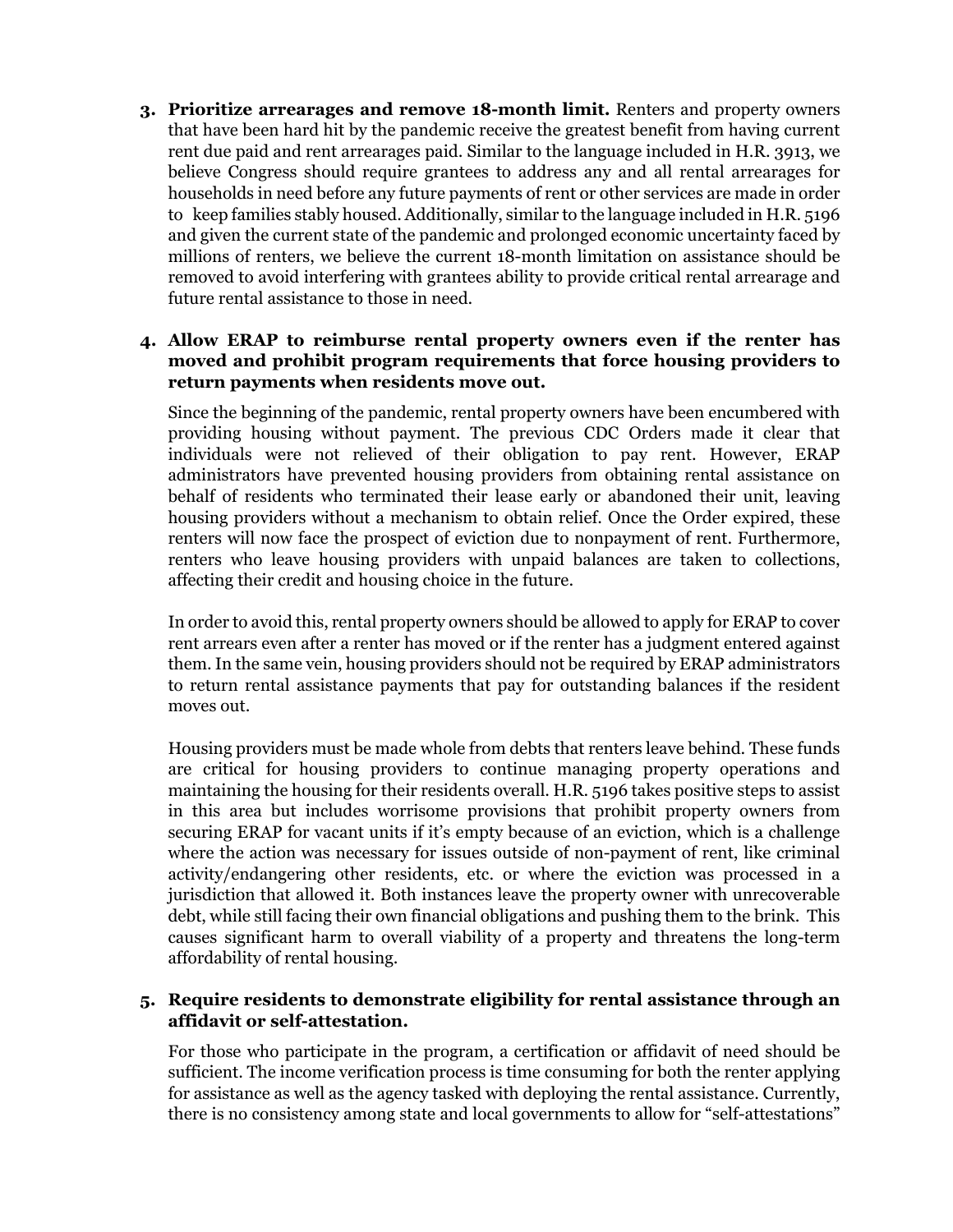3. **Prioritize arrearages and remove 18-month limit.** Renters and property owners that have been hard hit by the pandemic receive the greatest benefit from having current rent due paid and rent arrearages paid. Similar to the language included in H.R. 3913, we believe Congress should require grantees to address any and all rental arrearages for households in need before any future payments of rent or other services are made in order to keep families stably housed. Additionally, similar to the language included in H.R. 5196 and given the current state of the pandemic and prolonged economic uncertainty faced by millions of renters, we believe the current 18-month limitation on assistance should be removed to avoid interfering with grantees ability to provide critical rental arrearage and future rental assistance to those in need.

4. **Allow ERAP to reimburse rental property owners even if the renter has moved and prohibit program requirements that force housing providers to return payments when residents move out.**

   Since the beginning of the pandemic, rental property owners have been encumbered with providing housing without payment. The previous CDC Orders made it clear that individuals were not relieved of their obligation to pay rent. However, ERAP administrators have prevented housing providers from obtaining rental assistance on behalf of residents who terminated their lease early or abandoned their unit, leaving housing providers without a mechanism to obtain relief. Once the Order expired, these renters will now face the prospect of eviction due to nonpayment of rent. Furthermore, renters who leave housing providers with unpaid balances are taken to collections, affecting their credit and housing choice in the future.

   In order to avoid this, rental property owners should be allowed to apply for ERAP to cover rent arrears even after a renter has moved or if the renter has a judgment entered against them. In the same vein, housing providers should not be required by ERAP administrators to return rental assistance payments that pay for outstanding balances if the resident moves out.

   Housing providers must be made whole from debts that renters leave behind. These funds are critical for housing providers to continue managing property operations and maintaining the housing for their residents overall. H.R. 5196 takes positive steps to assist in this area but includes worrisome provisions that prohibit property owners from securing ERAP for vacant units if it's empty because of an eviction, which is a challenge where the action was necessary for issues outside of non-payment of rent, like criminal activity/endangering other residents, etc. or where the eviction was processed in a jurisdiction that allowed it. Both instances leave the property owner with unrecoverable debt, while still facing their own financial obligations and pushing them to the brink. This causes significant harm to overall viability of a property and threatens the long-term affordability of rental housing.

5. **Require residents to demonstrate eligibility for rental assistance through an affidavit or self-attestation.**

   For those who participate in the program, a certification or affidavit of need should be sufficient. The income verification process is time consuming for both the renter applying for assistance as well as the agency tasked with deploying the rental assistance. Currently, there is no consistency among state and local governments to allow for "self-attestations"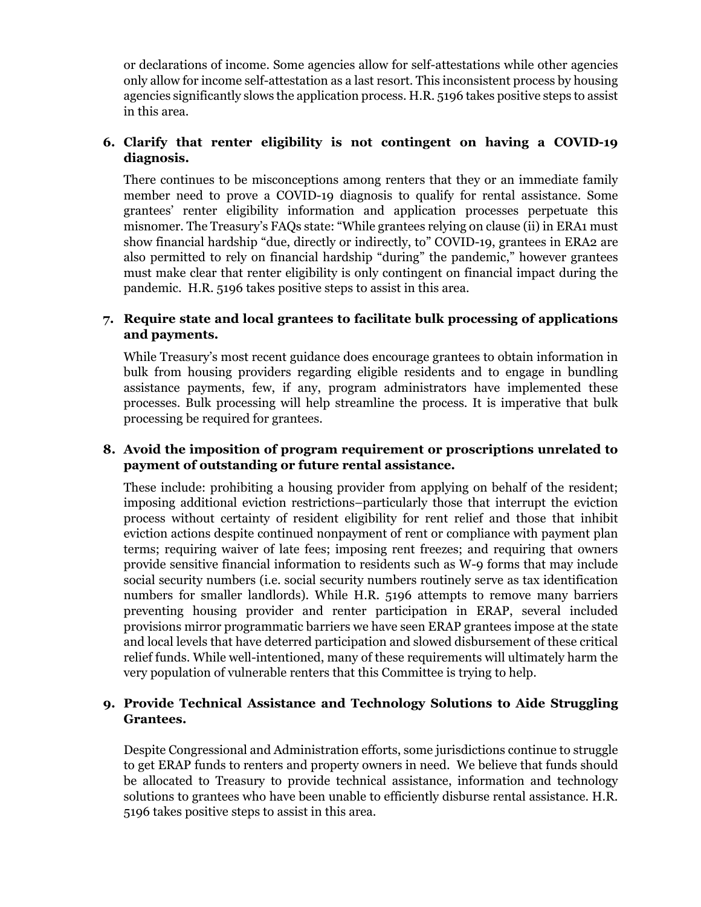or declarations of income. Some agencies allow for self-attestations while other agencies only allow for income self-attestation as a last resort. This inconsistent process by housing agencies significantly slows the application process. H.R. 5196 takes positive steps to assist in this area.

6. **Clarify that renter eligibility is not contingent on having a COVID-19 diagnosis.**

   There continues to be misconceptions among renters that they or an immediate family member need to prove a COVID-19 diagnosis to qualify for rental assistance. Some grantees' renter eligibility information and application processes perpetuate this misnomer. The Treasury's FAQs state: "While grantees relying on clause (ii) in ERA1 must show financial hardship "due, directly or indirectly, to" COVID-19, grantees in ERA2 are also permitted to rely on financial hardship "during" the pandemic," however grantees must make clear that renter eligibility is only contingent on financial impact during the pandemic. H.R. 5196 takes positive steps to assist in this area.

7. **Require state and local grantees to facilitate bulk processing of applications and payments.**

   While Treasury's most recent guidance does encourage grantees to obtain information in bulk from housing providers regarding eligible residents and to engage in bundling assistance payments, few, if any, program administrators have implemented these processes. Bulk processing will help streamline the process. It is imperative that bulk processing be required for grantees.

8. **Avoid the imposition of program requirement or proscriptions unrelated to payment of outstanding or future rental assistance.**

   These include: prohibiting a housing provider from applying on behalf of the resident; imposing additional eviction restrictions–particularly those that interrupt the eviction process without certainty of resident eligibility for rent relief and those that inhibit eviction actions despite continued nonpayment of rent or compliance with payment plan terms; requiring waiver of late fees; imposing rent freezes; and requiring that owners provide sensitive financial information to residents such as W-9 forms that may include social security numbers (i.e. social security numbers routinely serve as tax identification numbers for smaller landlords). While H.R. 5196 attempts to remove many barriers preventing housing provider and renter participation in ERAP, several included provisions mirror programmatic barriers we have seen ERAP grantees impose at the state and local levels that have deterred participation and slowed disbursement of these critical relief funds. While well-intentioned, many of these requirements will ultimately harm the very population of vulnerable renters that this Committee is trying to help.

9. **Provide Technical Assistance and Technology Solutions to Aide Struggling Grantees.**

   Despite Congressional and Administration efforts, some jurisdictions continue to struggle to get ERAP funds to renters and property owners in need. We believe that funds should be allocated to Treasury to provide technical assistance, information and technology solutions to grantees who have been unable to efficiently disburse rental assistance. H.R. 5196 takes positive steps to assist in this area.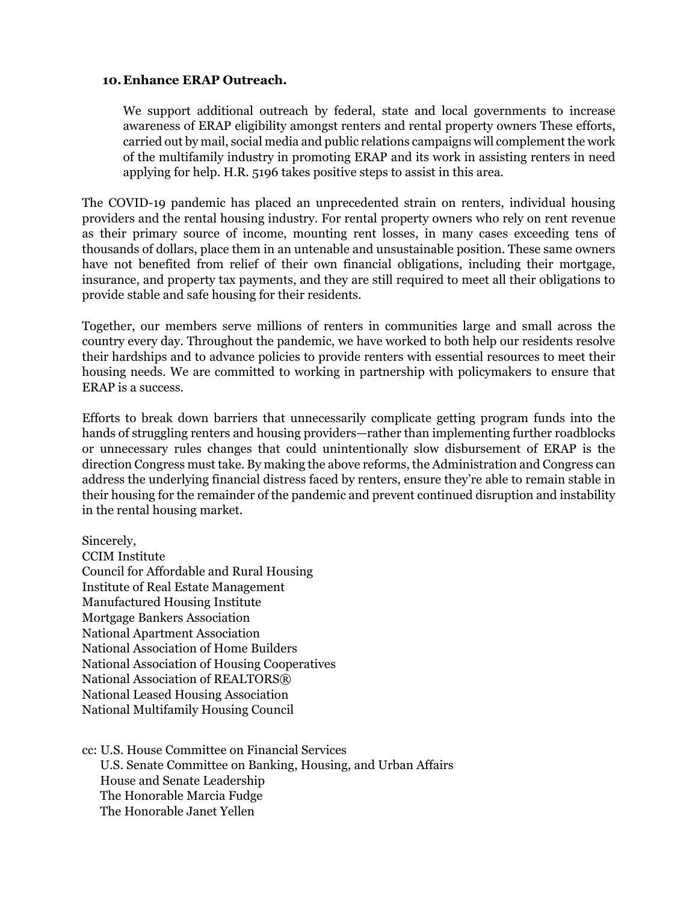10. **Enhance ERAP Outreach.**

    We support additional outreach by federal, state and local governments to increase awareness of ERAP eligibility amongst renters and rental property owners These efforts, carried out by mail, social media and public relations campaigns will complement the work of the multifamily industry in promoting ERAP and its work in assisting renters in need applying for help. H.R. 5196 takes positive steps to assist in this area.

The COVID-19 pandemic has placed an unprecedented strain on renters, individual housing providers and the rental housing industry. For rental property owners who rely on rent revenue as their primary source of income, mounting rent losses, in many cases exceeding tens of thousands of dollars, place them in an untenable and unsustainable position. These same owners have not benefited from relief of their own financial obligations, including their mortgage, insurance, and property tax payments, and they are still required to meet all their obligations to provide stable and safe housing for their residents.

Together, our members serve millions of renters in communities large and small across the country every day. Throughout the pandemic, we have worked to both help our residents resolve their hardships and to advance policies to provide renters with essential resources to meet their housing needs. We are committed to working in partnership with policymakers to ensure that ERAP is a success.

Efforts to break down barriers that unnecessarily complicate getting program funds into the hands of struggling renters and housing providers—rather than implementing further roadblocks or unnecessary rules changes that could unintentionally slow disbursement of ERAP is the direction Congress must take. By making the above reforms, the Administration and Congress can address the underlying financial distress faced by renters, ensure they're able to remain stable in their housing for the remainder of the pandemic and prevent continued disruption and instability in the rental housing market.

Sincerely,
CCIM Institute
Council for Affordable and Rural Housing
Institute of Real Estate Management
Manufactured Housing Institute
Mortgage Bankers Association
National Apartment Association
National Association of Home Builders
National Association of Housing Cooperatives
National Association of REALTORS®
National Leased Housing Association
National Multifamily Housing Council

cc: U.S. House Committee on Financial Services
U.S. Senate Committee on Banking, Housing, and Urban Affairs
House and Senate Leadership
The Honorable Marcia Fudge
The Honorable Janet Yellen